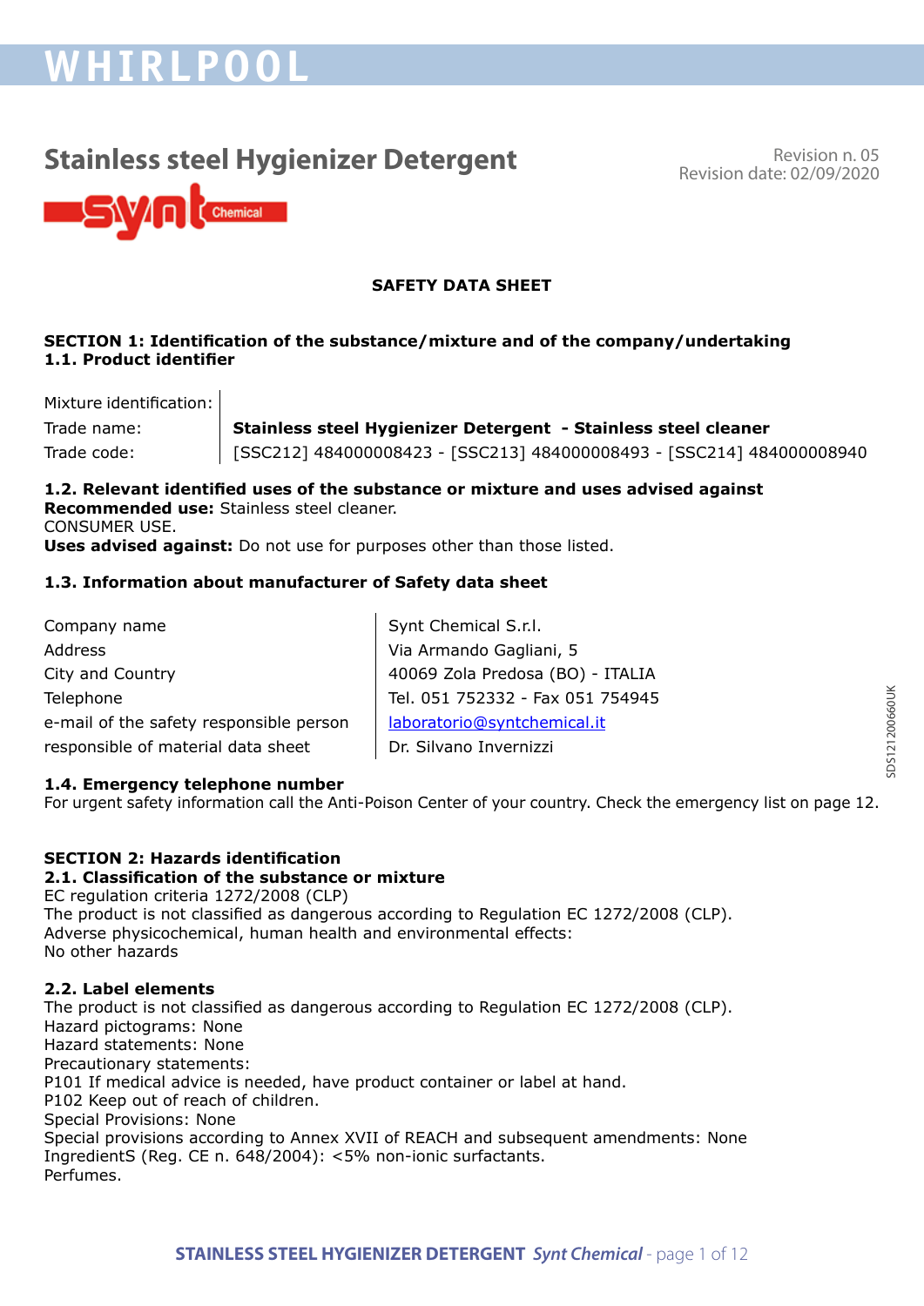# Stainless steel Hygienizer Detergent

Revision n. 05
Revision date: 02/09/2020

## SAFETY DATA SHEET

### SECTION 1: Identification of the substance/mixture and of the company/undertaking

**1.1. Product identifier**

| | |
|---|---|
| Mixture identification: | |
| Trade name: | **Stainless steel Hygienizer Detergent - Stainless steel cleaner** |
| Trade code: | [SSC212] 484000008423 - [SSC213] 484000008493 - [SSC214] 484000008940 |

**1.2. Relevant identified uses of the substance or mixture and uses advised against**
**Recommended use:** Stainless steel cleaner.
CONSUMER USE.
**Uses advised against:** Do not use for purposes other than those listed.

**1.3. Information about manufacturer of Safety data sheet**

| | |
|---|---|
| Company name | Synt Chemical S.r.l. |
| Address | Via Armando Gagliani, 5 |
| City and Country | 40069 Zola Predosa (BO) - ITALIA |
| Telephone | Tel. 051 752332 - Fax 051 754945 |
| e-mail of the safety responsible person | laboratorio@syntchemical.it |
| responsible of material data sheet | Dr. Silvano Invernizzi |

**1.4. Emergency telephone number**
For urgent safety information call the Anti-Poison Center of your country. Check the emergency list on page 12.

### SECTION 2: Hazards identification

**2.1. Classification of the substance or mixture**
EC regulation criteria 1272/2008 (CLP)
The product is not classified as dangerous according to Regulation EC 1272/2008 (CLP).
Adverse physicochemical, human health and environmental effects:
No other hazards

**2.2. Label elements**
The product is not classified as dangerous according to Regulation EC 1272/2008 (CLP).
Hazard pictograms: None
Hazard statements: None
Precautionary statements:
P101 If medical advice is needed, have product container or label at hand.
P102 Keep out of reach of children.
Special Provisions: None
Special provisions according to Annex XVII of REACH and subsequent amendments: None
IngredientS (Reg. CE n. 648/2004): <5% non-ionic surfactants.
Perfumes.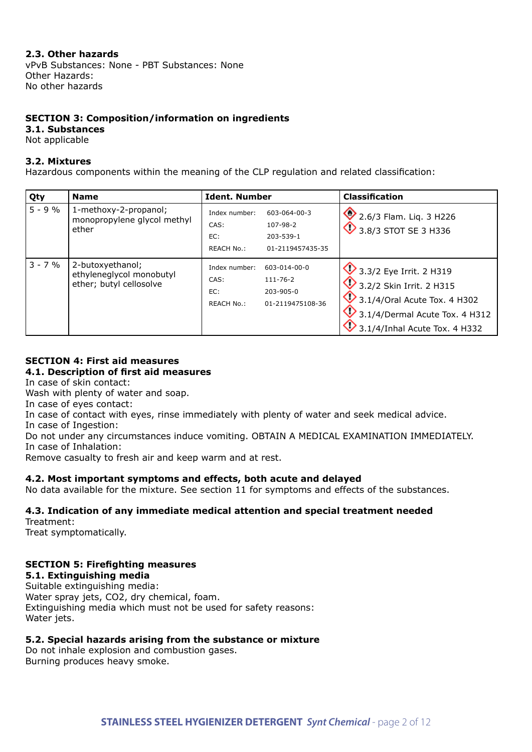### 2.3. Other hazards

vPvB Substances: None - PBT Substances: None
Other Hazards:
No other hazards

## SECTION 3: Composition/information on ingredients

### 3.1. Substances

Not applicable

### 3.2. Mixtures

Hazardous components within the meaning of the CLP regulation and related classification:

| Qty | Name | Ident. Number | Classification |
|---|---|---|---|
| 5 - 9 % | 1-methoxy-2-propanol; monopropylene glycol methyl ether | Index number: 603-064-00-3<br>CAS: 107-98-2<br>EC: 203-539-1<br>REACH No.: 01-2119457435-35 | 2.6/3 Flam. Liq. 3 H226<br>3.8/3 STOT SE 3 H336 |
| 3 - 7 % | 2-butoxyethanol; ethyleneglycol monobutyl ether; butyl cellosolve | Index number: 603-014-00-0<br>CAS: 111-76-2<br>EC: 203-905-0<br>REACH No.: 01-2119475108-36 | 3.3/2 Eye Irrit. 2 H319<br>3.2/2 Skin Irrit. 2 H315<br>3.1/4/Oral Acute Tox. 4 H302<br>3.1/4/Dermal Acute Tox. 4 H312<br>3.1/4/Inhal Acute Tox. 4 H332 |

## SECTION 4: First aid measures

### 4.1. Description of first aid measures

In case of skin contact:
Wash with plenty of water and soap.
In case of eyes contact:
In case of contact with eyes, rinse immediately with plenty of water and seek medical advice.
In case of Ingestion:
Do not under any circumstances induce vomiting. OBTAIN A MEDICAL EXAMINATION IMMEDIATELY.
In case of Inhalation:
Remove casualty to fresh air and keep warm and at rest.

### 4.2. Most important symptoms and effects, both acute and delayed

No data available for the mixture. See section 11 for symptoms and effects of the substances.

### 4.3. Indication of any immediate medical attention and special treatment needed

Treatment:
Treat symptomatically.

## SECTION 5: Firefighting measures

### 5.1. Extinguishing media

Suitable extinguishing media:
Water spray jets, CO2, dry chemical, foam.
Extinguishing media which must not be used for safety reasons:
Water jets.

### 5.2. Special hazards arising from the substance or mixture

Do not inhale explosion and combustion gases.
Burning produces heavy smoke.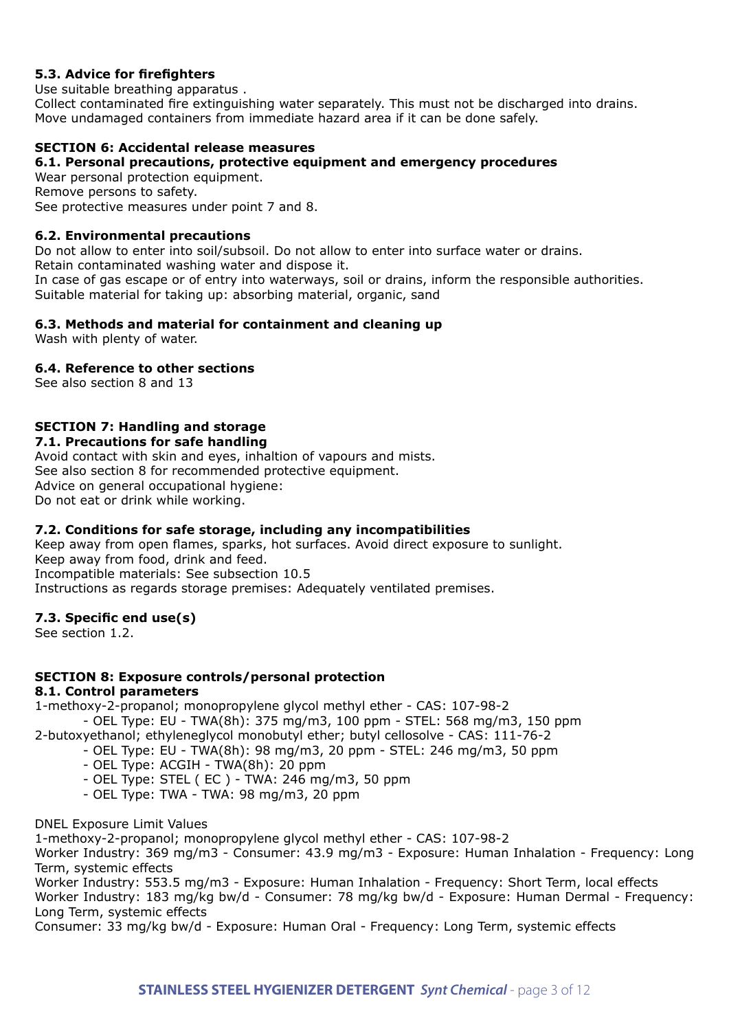### 5.3. Advice for firefighters

Use suitable breathing apparatus .
Collect contaminated fire extinguishing water separately. This must not be discharged into drains.
Move undamaged containers from immediate hazard area if it can be done safely.

## SECTION 6: Accidental release measures

### 6.1. Personal precautions, protective equipment and emergency procedures

Wear personal protection equipment.
Remove persons to safety.
See protective measures under point 7 and 8.

### 6.2. Environmental precautions

Do not allow to enter into soil/subsoil. Do not allow to enter into surface water or drains.
Retain contaminated washing water and dispose it.
In case of gas escape or of entry into waterways, soil or drains, inform the responsible authorities.
Suitable material for taking up: absorbing material, organic, sand

### 6.3. Methods and material for containment and cleaning up

Wash with plenty of water.

### 6.4. Reference to other sections

See also section 8 and 13

## SECTION 7: Handling and storage

### 7.1. Precautions for safe handling

Avoid contact with skin and eyes, inhaltion of vapours and mists.
See also section 8 for recommended protective equipment.
Advice on general occupational hygiene:
Do not eat or drink while working.

### 7.2. Conditions for safe storage, including any incompatibilities

Keep away from open flames, sparks, hot surfaces. Avoid direct exposure to sunlight.
Keep away from food, drink and feed.
Incompatible materials: See subsection 10.5
Instructions as regards storage premises: Adequately ventilated premises.

### 7.3. Specific end use(s)

See section 1.2.

## SECTION 8: Exposure controls/personal protection

### 8.1. Control parameters

1-methoxy-2-propanol; monopropylene glycol methyl ether - CAS: 107-98-2
- OEL Type: EU - TWA(8h): 375 mg/m3, 100 ppm - STEL: 568 mg/m3, 150 ppm

2-butoxyethanol; ethyleneglycol monobutyl ether; butyl cellosolve - CAS: 111-76-2
- OEL Type: EU - TWA(8h): 98 mg/m3, 20 ppm - STEL: 246 mg/m3, 50 ppm
- OEL Type: ACGIH - TWA(8h): 20 ppm
- OEL Type: STEL ( EC ) - TWA: 246 mg/m3, 50 ppm
- OEL Type: TWA - TWA: 98 mg/m3, 20 ppm

DNEL Exposure Limit Values
1-methoxy-2-propanol; monopropylene glycol methyl ether - CAS: 107-98-2
Worker Industry: 369 mg/m3 - Consumer: 43.9 mg/m3 - Exposure: Human Inhalation - Frequency: Long Term, systemic effects
Worker Industry: 553.5 mg/m3 - Exposure: Human Inhalation - Frequency: Short Term, local effects
Worker Industry: 183 mg/kg bw/d - Consumer: 78 mg/kg bw/d - Exposure: Human Dermal - Frequency: Long Term, systemic effects
Consumer: 33 mg/kg bw/d - Exposure: Human Oral - Frequency: Long Term, systemic effects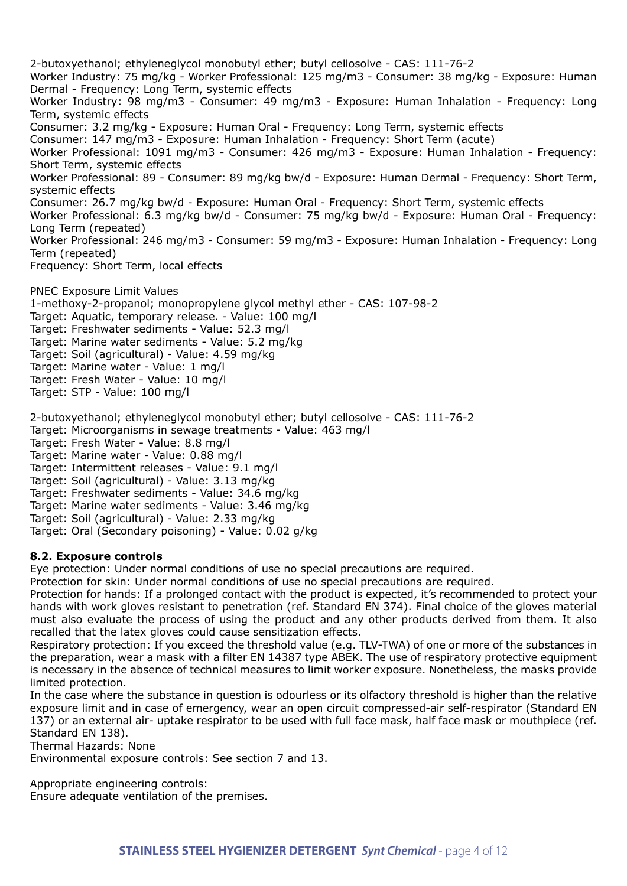2-butoxyethanol; ethyleneglycol monobutyl ether; butyl cellosolve - CAS: 111-76-2
Worker Industry: 75 mg/kg - Worker Professional: 125 mg/m3 - Consumer: 38 mg/kg - Exposure: Human Dermal - Frequency: Long Term, systemic effects
Worker Industry: 98 mg/m3 - Consumer: 49 mg/m3 - Exposure: Human Inhalation - Frequency: Long Term, systemic effects
Consumer: 3.2 mg/kg - Exposure: Human Oral - Frequency: Long Term, systemic effects
Consumer: 147 mg/m3 - Exposure: Human Inhalation - Frequency: Short Term (acute)
Worker Professional: 1091 mg/m3 - Consumer: 426 mg/m3 - Exposure: Human Inhalation - Frequency: Short Term, systemic effects
Worker Professional: 89 - Consumer: 89 mg/kg bw/d - Exposure: Human Dermal - Frequency: Short Term, systemic effects
Consumer: 26.7 mg/kg bw/d - Exposure: Human Oral - Frequency: Short Term, systemic effects
Worker Professional: 6.3 mg/kg bw/d - Consumer: 75 mg/kg bw/d - Exposure: Human Oral - Frequency: Long Term (repeated)
Worker Professional: 246 mg/m3 - Consumer: 59 mg/m3 - Exposure: Human Inhalation - Frequency: Long Term (repeated)
Frequency: Short Term, local effects

PNEC Exposure Limit Values
1-methoxy-2-propanol; monopropylene glycol methyl ether - CAS: 107-98-2
Target: Aquatic, temporary release. - Value: 100 mg/l
Target: Freshwater sediments - Value: 52.3 mg/l
Target: Marine water sediments - Value: 5.2 mg/kg
Target: Soil (agricultural) - Value: 4.59 mg/kg
Target: Marine water - Value: 1 mg/l
Target: Fresh Water - Value: 10 mg/l
Target: STP - Value: 100 mg/l

2-butoxyethanol; ethyleneglycol monobutyl ether; butyl cellosolve - CAS: 111-76-2
Target: Microorganisms in sewage treatments - Value: 463 mg/l
Target: Fresh Water - Value: 8.8 mg/l
Target: Marine water - Value: 0.88 mg/l
Target: Intermittent releases - Value: 9.1 mg/l
Target: Soil (agricultural) - Value: 3.13 mg/kg
Target: Freshwater sediments - Value: 34.6 mg/kg
Target: Marine water sediments - Value: 3.46 mg/kg
Target: Soil (agricultural) - Value: 2.33 mg/kg
Target: Oral (Secondary poisoning) - Value: 0.02 g/kg

**8.2. Exposure controls**

Eye protection: Under normal conditions of use no special precautions are required.
Protection for skin: Under normal conditions of use no special precautions are required.
Protection for hands: If a prolonged contact with the product is expected, it's recommended to protect your hands with work gloves resistant to penetration (ref. Standard EN 374). Final choice of the gloves material must also evaluate the process of using the product and any other products derived from them. It also recalled that the latex gloves could cause sensitization effects.
Respiratory protection: If you exceed the threshold value (e.g. TLV-TWA) of one or more of the substances in the preparation, wear a mask with a filter EN 14387 type ABEK. The use of respiratory protective equipment is necessary in the absence of technical measures to limit worker exposure. Nonetheless, the masks provide limited protection.
In the case where the substance in question is odourless or its olfactory threshold is higher than the relative exposure limit and in case of emergency, wear an open circuit compressed-air self-respirator (Standard EN 137) or an external air- uptake respirator to be used with full face mask, half face mask or mouthpiece (ref. Standard EN 138).
Thermal Hazards: None
Environmental exposure controls: See section 7 and 13.

Appropriate engineering controls:
Ensure adequate ventilation of the premises.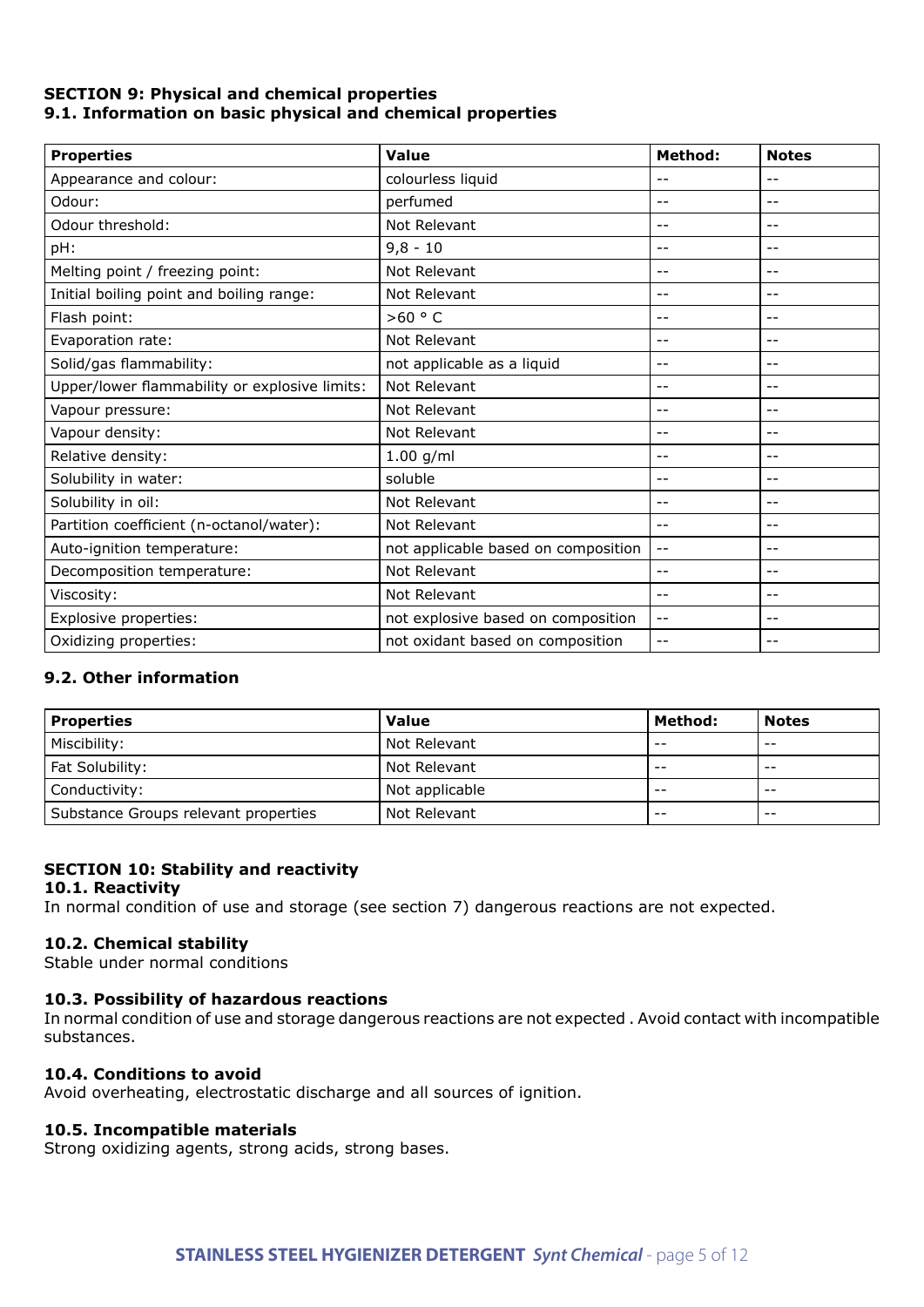## SECTION 9: Physical and chemical properties

### 9.1. Information on basic physical and chemical properties

| Properties | Value | Method: | Notes |
|---|---|---|---|
| Appearance and colour: | colourless liquid | -- | -- |
| Odour: | perfumed | -- | -- |
| Odour threshold: | Not Relevant | -- | -- |
| pH: | 9,8 - 10 | -- | -- |
| Melting point / freezing point: | Not Relevant | -- | -- |
| Initial boiling point and boiling range: | Not Relevant | -- | -- |
| Flash point: | >60 ° C | -- | -- |
| Evaporation rate: | Not Relevant | -- | -- |
| Solid/gas flammability: | not applicable as a liquid | -- | -- |
| Upper/lower flammability or explosive limits: | Not Relevant | -- | -- |
| Vapour pressure: | Not Relevant | -- | -- |
| Vapour density: | Not Relevant | -- | -- |
| Relative density: | 1.00 g/ml | -- | -- |
| Solubility in water: | soluble | -- | -- |
| Solubility in oil: | Not Relevant | -- | -- |
| Partition coefficient (n-octanol/water): | Not Relevant | -- | -- |
| Auto-ignition temperature: | not applicable based on composition | -- | -- |
| Decomposition temperature: | Not Relevant | -- | -- |
| Viscosity: | Not Relevant | -- | -- |
| Explosive properties: | not explosive based on composition | -- | -- |
| Oxidizing properties: | not oxidant based on composition | -- | -- |

### 9.2. Other information

| Properties | Value | Method: | Notes |
|---|---|---|---|
| Miscibility: | Not Relevant | -- | -- |
| Fat Solubility: | Not Relevant | -- | -- |
| Conductivity: | Not applicable | -- | -- |
| Substance Groups relevant properties | Not Relevant | -- | -- |

## SECTION 10: Stability and reactivity

### 10.1. Reactivity

In normal condition of use and storage (see section 7) dangerous reactions are not expected.

### 10.2. Chemical stability

Stable under normal conditions

### 10.3. Possibility of hazardous reactions

In normal condition of use and storage dangerous reactions are not expected . Avoid contact with incompatible substances.

### 10.4. Conditions to avoid

Avoid overheating, electrostatic discharge and all sources of ignition.

### 10.5. Incompatible materials

Strong oxidizing agents, strong acids, strong bases.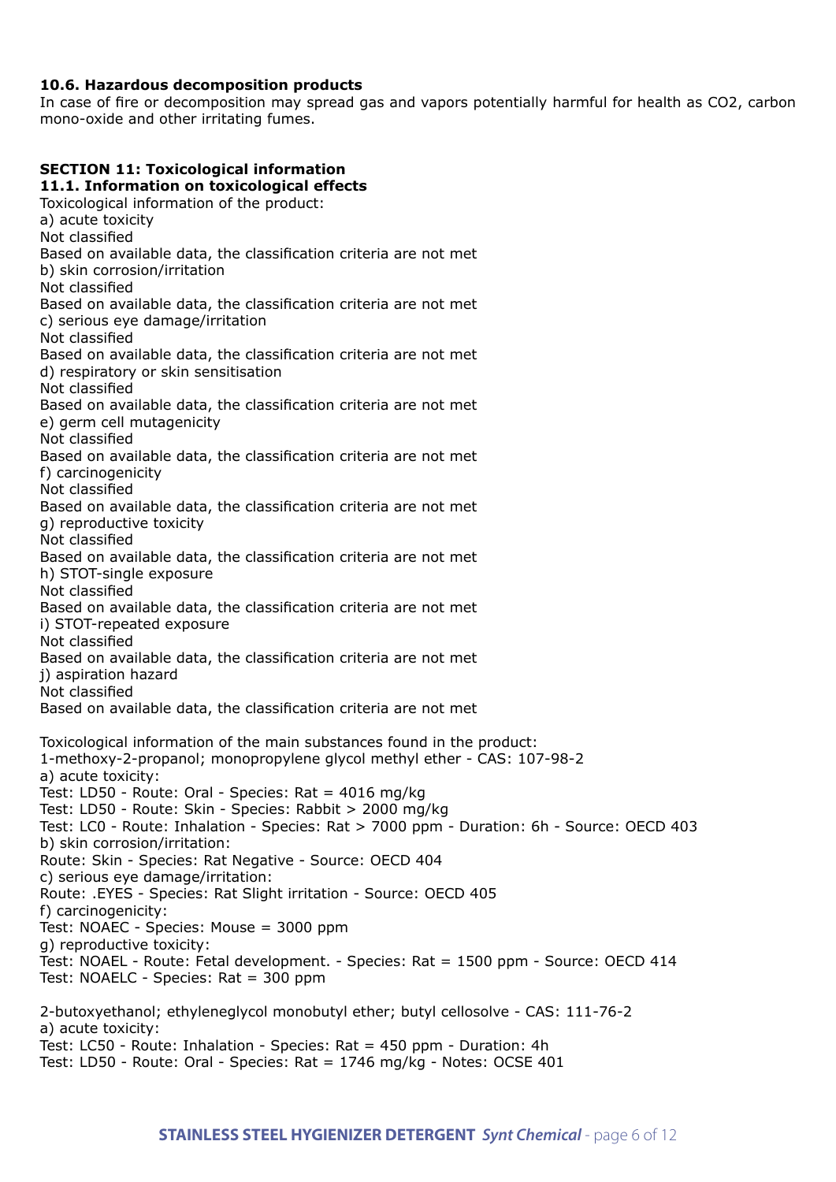### 10.6. Hazardous decomposition products

In case of fire or decomposition may spread gas and vapors potentially harmful for health as $CO_2$, carbon mono-oxide and other irritating fumes.

## SECTION 11: Toxicological information

### 11.1. Information on toxicological effects

Toxicological information of the product:

a) acute toxicity
Not classified
Based on available data, the classification criteria are not met

b) skin corrosion/irritation
Not classified
Based on available data, the classification criteria are not met

c) serious eye damage/irritation
Not classified
Based on available data, the classification criteria are not met

d) respiratory or skin sensitisation
Not classified
Based on available data, the classification criteria are not met

e) germ cell mutagenicity
Not classified
Based on available data, the classification criteria are not met

f) carcinogenicity
Not classified
Based on available data, the classification criteria are not met

g) reproductive toxicity
Not classified
Based on available data, the classification criteria are not met

h) STOT-single exposure
Not classified
Based on available data, the classification criteria are not met

i) STOT-repeated exposure
Not classified
Based on available data, the classification criteria are not met

j) aspiration hazard
Not classified
Based on available data, the classification criteria are not met

Toxicological information of the main substances found in the product:

1-methoxy-2-propanol; monopropylene glycol methyl ether - CAS: 107-98-2

a) acute toxicity:
Test: LD50 - Route: Oral - Species: Rat = 4016 mg/kg
Test: LD50 - Route: Skin - Species: Rabbit > 2000 mg/kg
Test: LC0 - Route: Inhalation - Species: Rat > 7000 ppm - Duration: 6h - Source: OECD 403

b) skin corrosion/irritation:
Route: Skin - Species: Rat Negative - Source: OECD 404

c) serious eye damage/irritation:
Route: .EYES - Species: Rat Slight irritation - Source: OECD 405

f) carcinogenicity:
Test: NOAEC - Species: Mouse = 3000 ppm

g) reproductive toxicity:
Test: NOAEL - Route: Fetal development. - Species: Rat = 1500 ppm - Source: OECD 414
Test: NOAELC - Species: Rat = 300 ppm

2-butoxyethanol; ethyleneglycol monobutyl ether; butyl cellosolve - CAS: 111-76-2

a) acute toxicity:
Test: LC50 - Route: Inhalation - Species: Rat = 450 ppm - Duration: 4h
Test: LD50 - Route: Oral - Species: Rat = 1746 mg/kg - Notes: OCSE 401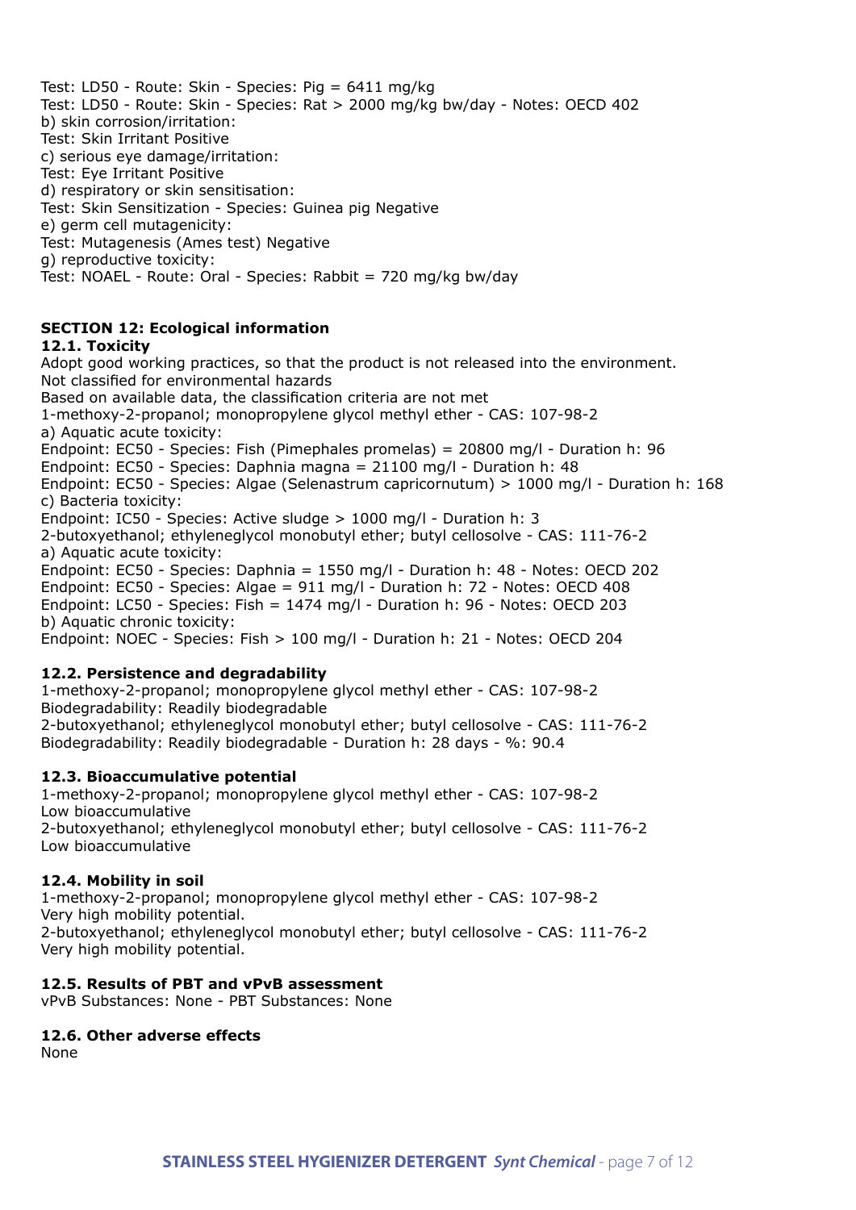Test: LD50 - Route: Skin - Species: Pig = 6411 mg/kg
Test: LD50 - Route: Skin - Species: Rat > 2000 mg/kg bw/day - Notes: OECD 402
b) skin corrosion/irritation:
Test: Skin Irritant Positive
c) serious eye damage/irritation:
Test: Eye Irritant Positive
d) respiratory or skin sensitisation:
Test: Skin Sensitization - Species: Guinea pig Negative
e) germ cell mutagenicity:
Test: Mutagenesis (Ames test) Negative
g) reproductive toxicity:
Test: NOAEL - Route: Oral - Species: Rabbit = 720 mg/kg bw/day

## SECTION 12: Ecological information

### 12.1. Toxicity

Adopt good working practices, so that the product is not released into the environment.
Not classified for environmental hazards
Based on available data, the classification criteria are not met
1-methoxy-2-propanol; monopropylene glycol methyl ether - CAS: 107-98-2
a) Aquatic acute toxicity:
Endpoint: EC50 - Species: Fish (Pimephales promelas) = 20800 mg/l - Duration h: 96
Endpoint: EC50 - Species: Daphnia magna = 21100 mg/l - Duration h: 48
Endpoint: EC50 - Species: Algae (Selenastrum capricornutum) > 1000 mg/l - Duration h: 168
c) Bacteria toxicity:
Endpoint: IC50 - Species: Active sludge > 1000 mg/l - Duration h: 3
2-butoxyethanol; ethyleneglycol monobutyl ether; butyl cellosolve - CAS: 111-76-2
a) Aquatic acute toxicity:
Endpoint: EC50 - Species: Daphnia = 1550 mg/l - Duration h: 48 - Notes: OECD 202
Endpoint: EC50 - Species: Algae = 911 mg/l - Duration h: 72 - Notes: OECD 408
Endpoint: LC50 - Species: Fish = 1474 mg/l - Duration h: 96 - Notes: OECD 203
b) Aquatic chronic toxicity:
Endpoint: NOEC - Species: Fish > 100 mg/l - Duration h: 21 - Notes: OECD 204

### 12.2. Persistence and degradability

1-methoxy-2-propanol; monopropylene glycol methyl ether - CAS: 107-98-2
Biodegradability: Readily biodegradable
2-butoxyethanol; ethyleneglycol monobutyl ether; butyl cellosolve - CAS: 111-76-2
Biodegradability: Readily biodegradable - Duration h: 28 days - %: 90.4

### 12.3. Bioaccumulative potential

1-methoxy-2-propanol; monopropylene glycol methyl ether - CAS: 107-98-2
Low bioaccumulative
2-butoxyethanol; ethyleneglycol monobutyl ether; butyl cellosolve - CAS: 111-76-2
Low bioaccumulative

### 12.4. Mobility in soil

1-methoxy-2-propanol; monopropylene glycol methyl ether - CAS: 107-98-2
Very high mobility potential.
2-butoxyethanol; ethyleneglycol monobutyl ether; butyl cellosolve - CAS: 111-76-2
Very high mobility potential.

### 12.5. Results of PBT and vPvB assessment

vPvB Substances: None - PBT Substances: None

### 12.6. Other adverse effects

None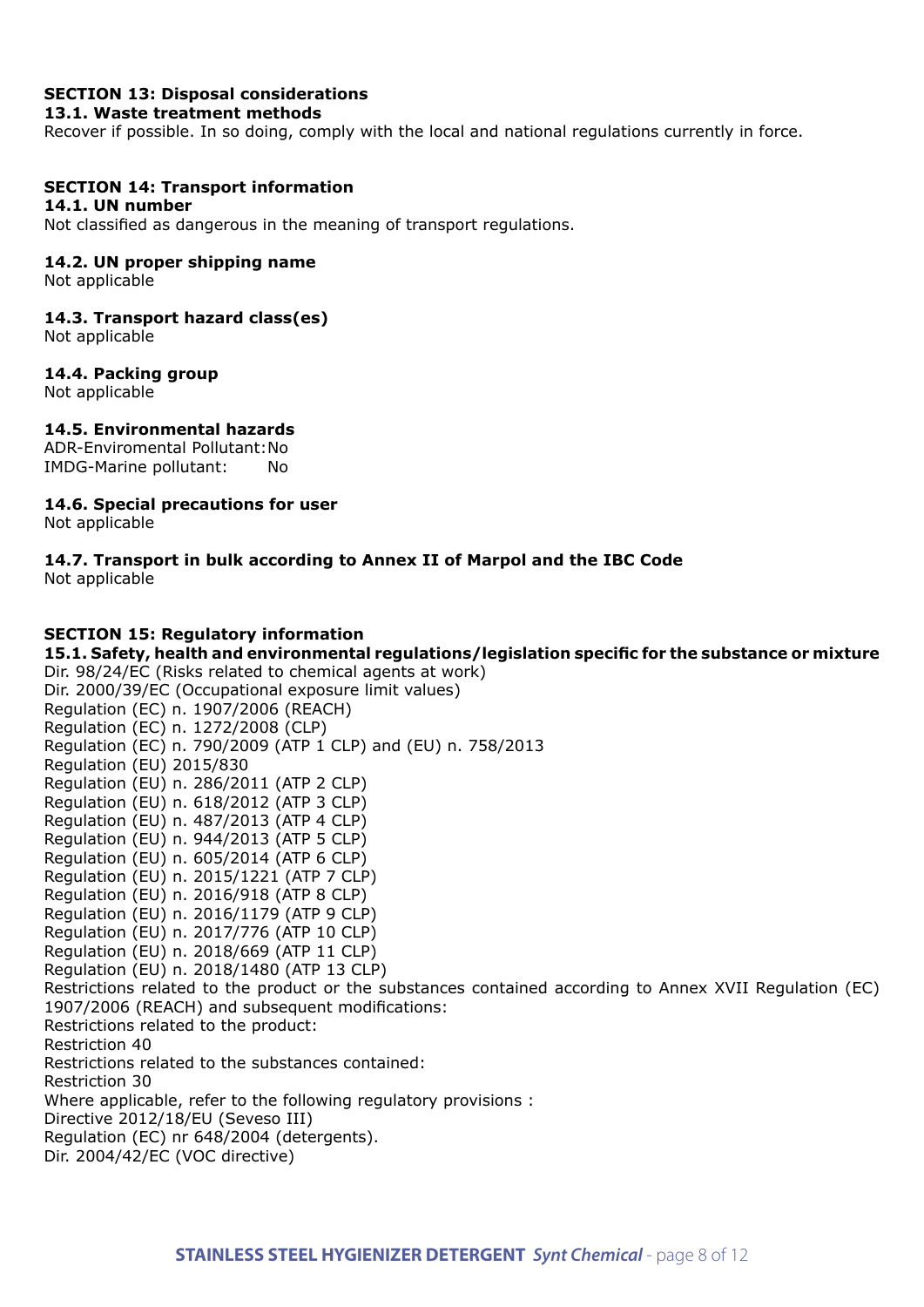## SECTION 13: Disposal considerations

### 13.1. Waste treatment methods

Recover if possible. In so doing, comply with the local and national regulations currently in force.

## SECTION 14: Transport information

### 14.1. UN number

Not classified as dangerous in the meaning of transport regulations.

### 14.2. UN proper shipping name

Not applicable

### 14.3. Transport hazard class(es)

Not applicable

### 14.4. Packing group

Not applicable

### 14.5. Environmental hazards

ADR-Enviromental Pollutant: No
IMDG-Marine pollutant: No

### 14.6. Special precautions for user

Not applicable

### 14.7. Transport in bulk according to Annex II of Marpol and the IBC Code

Not applicable

## SECTION 15: Regulatory information

### 15.1. Safety, health and environmental regulations/legislation specific for the substance or mixture

Dir. 98/24/EC (Risks related to chemical agents at work)
Dir. 2000/39/EC (Occupational exposure limit values)
Regulation (EC) n. 1907/2006 (REACH)
Regulation (EC) n. 1272/2008 (CLP)
Regulation (EC) n. 790/2009 (ATP 1 CLP) and (EU) n. 758/2013
Regulation (EU) 2015/830
Regulation (EU) n. 286/2011 (ATP 2 CLP)
Regulation (EU) n. 618/2012 (ATP 3 CLP)
Regulation (EU) n. 487/2013 (ATP 4 CLP)
Regulation (EU) n. 944/2013 (ATP 5 CLP)
Regulation (EU) n. 605/2014 (ATP 6 CLP)
Regulation (EU) n. 2015/1221 (ATP 7 CLP)
Regulation (EU) n. 2016/918 (ATP 8 CLP)
Regulation (EU) n. 2016/1179 (ATP 9 CLP)
Regulation (EU) n. 2017/776 (ATP 10 CLP)
Regulation (EU) n. 2018/669 (ATP 11 CLP)
Regulation (EU) n. 2018/1480 (ATP 13 CLP)
Restrictions related to the product or the substances contained according to Annex XVII Regulation (EC) 1907/2006 (REACH) and subsequent modifications:
Restrictions related to the product:
Restriction 40
Restrictions related to the substances contained:
Restriction 30
Where applicable, refer to the following regulatory provisions :
Directive 2012/18/EU (Seveso III)
Regulation (EC) nr 648/2004 (detergents).
Dir. 2004/42/EC (VOC directive)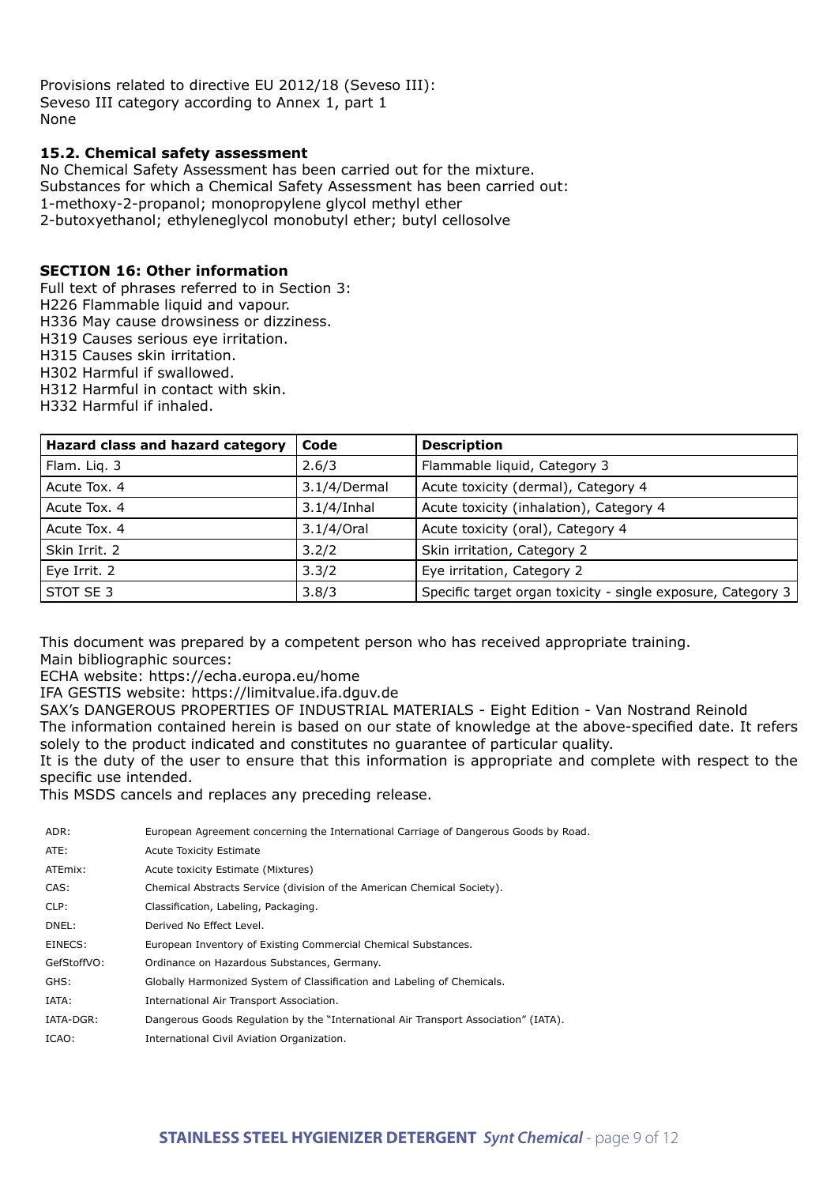Provisions related to directive EU 2012/18 (Seveso III):
Seveso III category according to Annex 1, part 1
None

### 15.2. Chemical safety assessment

No Chemical Safety Assessment has been carried out for the mixture.
Substances for which a Chemical Safety Assessment has been carried out:
1-methoxy-2-propanol; monopropylene glycol methyl ether
2-butoxyethanol; ethyleneglycol monobutyl ether; butyl cellosolve

## SECTION 16: Other information

Full text of phrases referred to in Section 3:
H226 Flammable liquid and vapour.
H336 May cause drowsiness or dizziness.
H319 Causes serious eye irritation.
H315 Causes skin irritation.
H302 Harmful if swallowed.
H312 Harmful in contact with skin.
H332 Harmful if inhaled.

| Hazard class and hazard category | Code | Description |
|---|---|---|
| Flam. Liq. 3 | 2.6/3 | Flammable liquid, Category 3 |
| Acute Tox. 4 | 3.1/4/Dermal | Acute toxicity (dermal), Category 4 |
| Acute Tox. 4 | 3.1/4/Inhal | Acute toxicity (inhalation), Category 4 |
| Acute Tox. 4 | 3.1/4/Oral | Acute toxicity (oral), Category 4 |
| Skin Irrit. 2 | 3.2/2 | Skin irritation, Category 2 |
| Eye Irrit. 2 | 3.3/2 | Eye irritation, Category 2 |
| STOT SE 3 | 3.8/3 | Specific target organ toxicity - single exposure, Category 3 |

This document was prepared by a competent person who has received appropriate training.
Main bibliographic sources:
ECHA website: https://echa.europa.eu/home
IFA GESTIS website: https://limitvalue.ifa.dguv.de
SAX's DANGEROUS PROPERTIES OF INDUSTRIAL MATERIALS - Eight Edition - Van Nostrand Reinold
The information contained herein is based on our state of knowledge at the above-specified date. It refers solely to the product indicated and constitutes no guarantee of particular quality.
It is the duty of the user to ensure that this information is appropriate and complete with respect to the specific use intended.
This MSDS cancels and replaces any preceding release.

| | |
|---|---|
| ADR: | European Agreement concerning the International Carriage of Dangerous Goods by Road. |
| ATE: | Acute Toxicity Estimate |
| ATEmix: | Acute toxicity Estimate (Mixtures) |
| CAS: | Chemical Abstracts Service (division of the American Chemical Society). |
| CLP: | Classification, Labeling, Packaging. |
| DNEL: | Derived No Effect Level. |
| EINECS: | European Inventory of Existing Commercial Chemical Substances. |
| GefStoffVO: | Ordinance on Hazardous Substances, Germany. |
| GHS: | Globally Harmonized System of Classification and Labeling of Chemicals. |
| IATA: | International Air Transport Association. |
| IATA-DGR: | Dangerous Goods Regulation by the "International Air Transport Association" (IATA). |
| ICAO: | International Civil Aviation Organization. |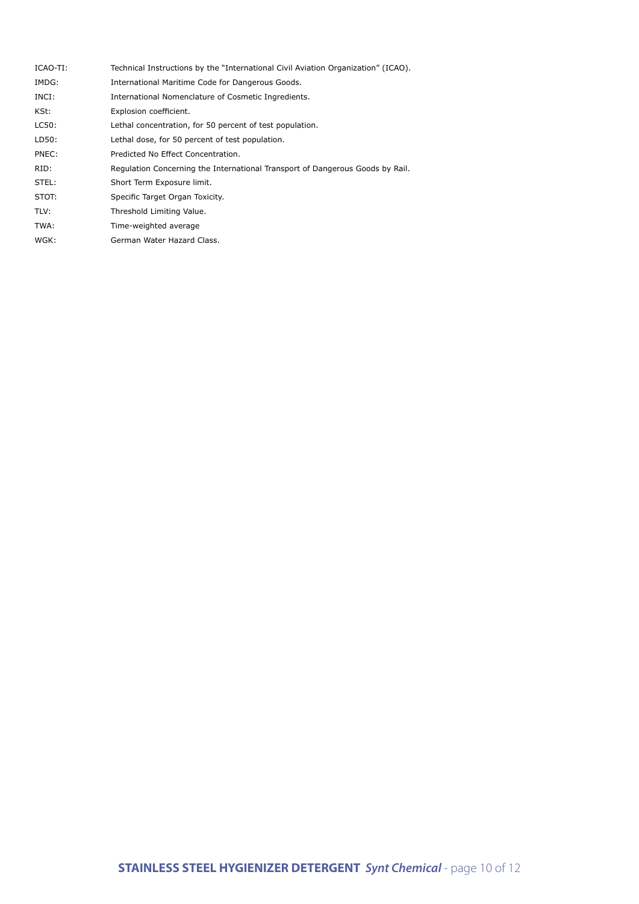ICAO-TI: Technical Instructions by the "International Civil Aviation Organization" (ICAO).

IMDG: International Maritime Code for Dangerous Goods.

INCI: International Nomenclature of Cosmetic Ingredients.

KSt: Explosion coefficient.

LC50: Lethal concentration, for 50 percent of test population.

LD50: Lethal dose, for 50 percent of test population.

PNEC: Predicted No Effect Concentration.

RID: Regulation Concerning the International Transport of Dangerous Goods by Rail.

STEL: Short Term Exposure limit.

STOT: Specific Target Organ Toxicity.

TLV: Threshold Limiting Value.

TWA: Time-weighted average

WGK: German Water Hazard Class.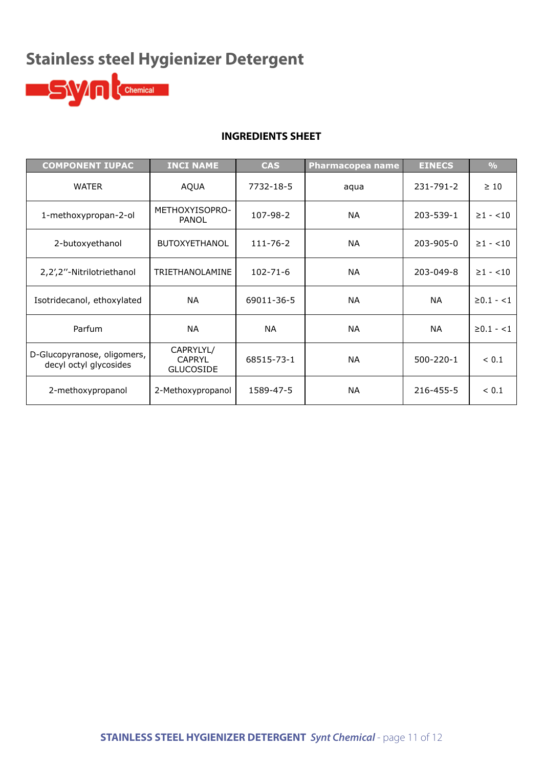# Stainless steel Hygienizer Detergent

synt Chemical

## INGREDIENTS SHEET

| COMPONENT IUPAC | INCI NAME | CAS | Pharmacopea name | EINECS | % |
|---|---|---|---|---|---|
| WATER | AQUA | 7732-18-5 | aqua | 231-791-2 | ≥ 10 |
| 1-methoxypropan-2-ol | METHOXYISOPRO-PANOL | 107-98-2 | NA | 203-539-1 | ≥1 - <10 |
| 2-butoxyethanol | BUTOXYETHANOL | 111-76-2 | NA | 203-905-0 | ≥1 - <10 |
| 2,2',2''-Nitrilotriethanol | TRIETHANOLAMINE | 102-71-6 | NA | 203-049-8 | ≥1 - <10 |
| Isotridecanol, ethoxylated | NA | 69011-36-5 | NA | NA | ≥0.1 - <1 |
| Parfum | NA | NA | NA | NA | ≥0.1 - <1 |
| D-Glucopyranose, oligomers, decyl octyl glycosides | CAPRYLYL/ CAPRYL GLUCOSIDE | 68515-73-1 | NA | 500-220-1 | < 0.1 |
| 2-methoxypropanol | 2-Methoxypropanol | 1589-47-5 | NA | 216-455-5 | < 0.1 |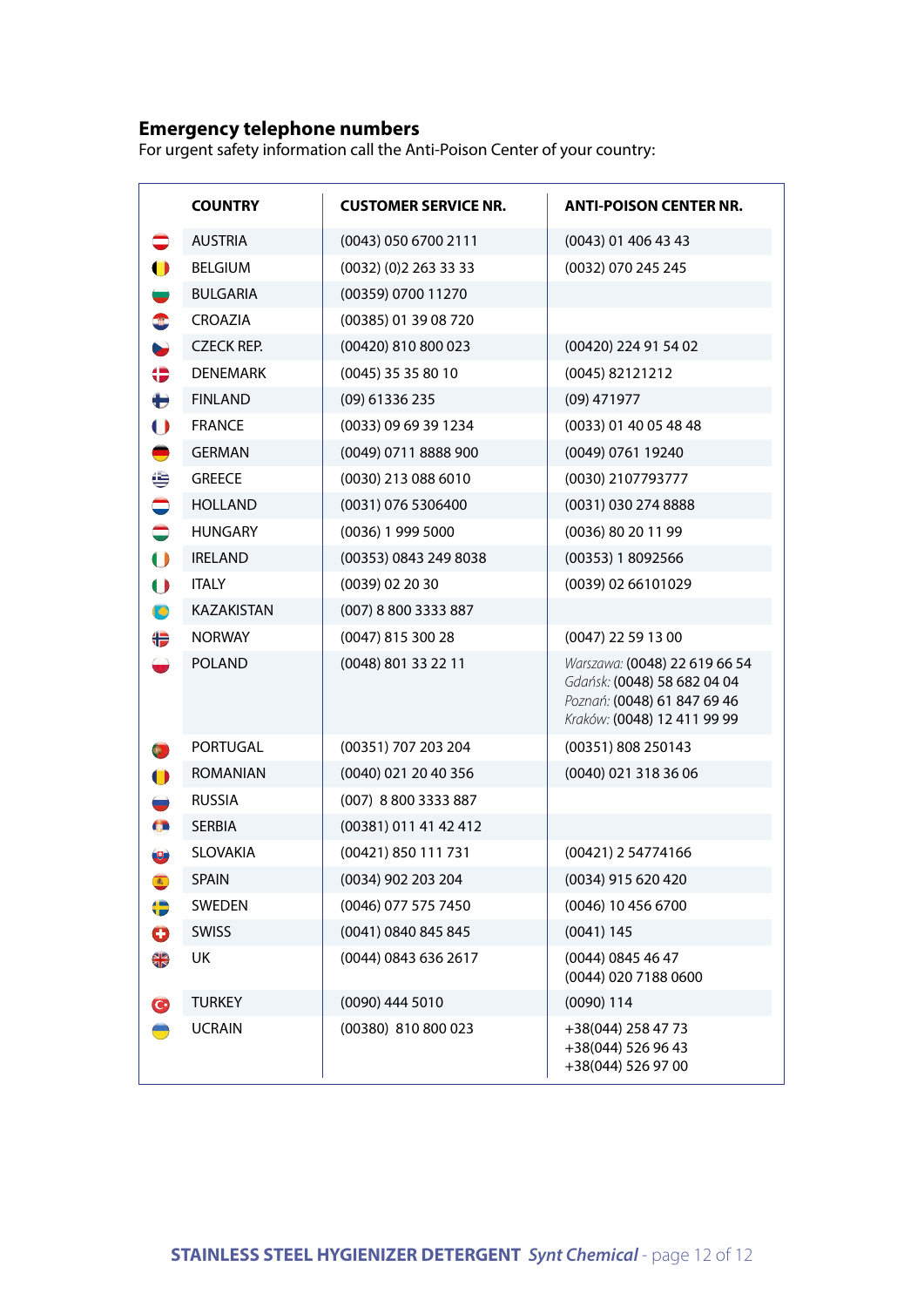**Emergency telephone numbers**

For urgent safety information call the Anti-Poison Center of your country:

| COUNTRY | CUSTOMER SERVICE NR. | ANTI-POISON CENTER NR. |
|---|---|---|
| AUSTRIA | (0043) 050 6700 2111 | (0043) 01 406 43 43 |
| BELGIUM | (0032) (0)2 263 33 33 | (0032) 070 245 245 |
| BULGARIA | (00359) 0700 11270 | |
| CROAZIA | (00385) 01 39 08 720 | |
| CZECK REP. | (00420) 810 800 023 | (00420) 224 91 54 02 |
| DENEMARK | (0045) 35 35 80 10 | (0045) 82121212 |
| FINLAND | (09) 61336 235 | (09) 471977 |
| FRANCE | (0033) 09 69 39 1234 | (0033) 01 40 05 48 48 |
| GERMAN | (0049) 0711 8888 900 | (0049) 0761 19240 |
| GREECE | (0030) 213 088 6010 | (0030) 2107793777 |
| HOLLAND | (0031) 076 5306400 | (0031) 030 274 8888 |
| HUNGARY | (0036) 1 999 5000 | (0036) 80 20 11 99 |
| IRELAND | (00353) 0843 249 8038 | (00353) 1 8092566 |
| ITALY | (0039) 02 20 30 | (0039) 02 66101029 |
| KAZAKISTAN | (007) 8 800 3333 887 | |
| NORWAY | (0047) 815 300 28 | (0047) 22 59 13 00 |
| POLAND | (0048) 801 33 22 11 | *Warszawa:* (0048) 22 619 66 54<br>*Gdańsk:* (0048) 58 682 04 04<br>*Poznań:* (0048) 61 847 69 46<br>*Kraków:* (0048) 12 411 99 99 |
| PORTUGAL | (00351) 707 203 204 | (00351) 808 250143 |
| ROMANIAN | (0040) 021 20 40 356 | (0040) 021 318 36 06 |
| RUSSIA | (007) 8 800 3333 887 | |
| SERBIA | (00381) 011 41 42 412 | |
| SLOVAKIA | (00421) 850 111 731 | (00421) 2 54774166 |
| SPAIN | (0034) 902 203 204 | (0034) 915 620 420 |
| SWEDEN | (0046) 077 575 7450 | (0046) 10 456 6700 |
| SWISS | (0041) 0840 845 845 | (0041) 145 |
| UK | (0044) 0843 636 2617 | (0044) 0845 46 47<br>(0044) 020 7188 0600 |
| TURKEY | (0090) 444 5010 | (0090) 114 |
| UCRAIN | (00380) 810 800 023 | +38(044) 258 47 73<br>+38(044) 526 96 43<br>+38(044) 526 97 00 |